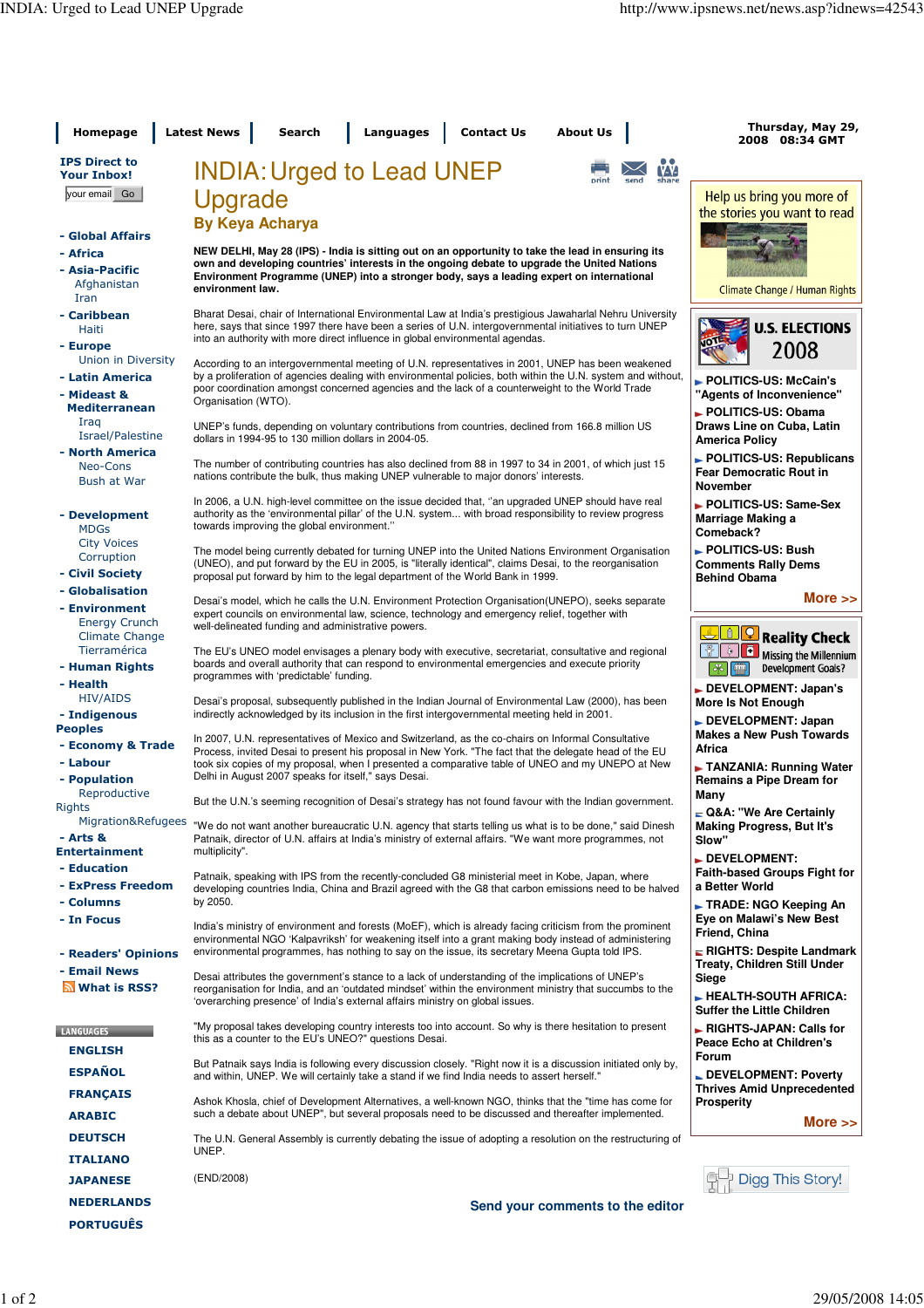# INDIA: Urged to Lead UNEP Upgrade

**By Keya Acharya**

**NEW DELHI, May 28 (IPS) - India is sitting out on an opportunity to take the lead in ensuring its own and developing countries' interests in the ongoing debate to upgrade the United Nations Environment Programme (UNEP) into a stronger body, says a leading expert on international environment law.**

Bharat Desai, chair of International Environmental Law at India's prestigious Jawaharlal Nehru University here, says that since 1997 there have been a series of U.N. intergovernmental initiatives to turn UNEP into an authority with more direct influence in global environmental agendas.

According to an intergovernmental meeting of U.N. representatives in 2001, UNEP has been weakened by a proliferation of agencies dealing with environmental policies, both within the U.N. system and without, poor coordination amongst concerned agencies and the lack of a counterweight to the World Trade Organisation (WTO).

UNEP's funds, depending on voluntary contributions from countries, declined from 166.8 million US dollars in 1994-95 to 130 million dollars in 2004-05.

The number of contributing countries has also declined from 88 in 1997 to 34 in 2001, of which just 15 nations contribute the bulk, thus making UNEP vulnerable to major donors' interests.

In 2006, a U.N. high-level committee on the issue decided that, ''an upgraded UNEP should have real authority as the 'environmental pillar' of the U.N. system... with broad responsibility to review progress towards improving the global environment.''

The model being currently debated for turning UNEP into the United Nations Environment Organisation (UNEO), and put forward by the EU in 2005, is "literally identical", claims Desai, to the reorganisation proposal put forward by him to the legal department of the World Bank in 1999.

Desai's model, which he calls the U.N. Environment Protection Organisation(UNEPO), seeks separate expert councils on environmental law, science, technology and emergency relief, together with well-delineated funding and administrative powers.

The EU's UNEO model envisages a plenary body with executive, secretariat, consultative and regional boards and overall authority that can respond to environmental emergencies and execute priority programmes with 'predictable' funding.

Desai's proposal, subsequently published in the Indian Journal of Environmental Law (2000), has been indirectly acknowledged by its inclusion in the first intergovernmental meeting held in 2001.

In 2007, U.N. representatives of Mexico and Switzerland, as the co-chairs on Informal Consultative Process, invited Desai to present his proposal in New York. "The fact that the delegate head of the EU took six copies of my proposal, when I presented a comparative table of UNEO and my UNEPO at New Delhi in August 2007 speaks for itself," says Desai.

But the U.N.'s seeming recognition of Desai's strategy has not found favour with the Indian government.

"We do not want another bureaucratic U.N. agency that starts telling us what is to be done," said Dinesh Patnaik, director of U.N. affairs at India's ministry of external affairs. "We want more programmes, not multiplicity".

Patnaik, speaking with IPS from the recently-concluded G8 ministerial meet in Kobe, Japan, where developing countries India, China and Brazil agreed with the G8 that carbon emissions need to be halved by 2050.

India's ministry of environment and forests (MoEF), which is already facing criticism from the prominent environmental NGO 'Kalpavriksh' for weakening itself into a grant making body instead of administering environmental programmes, has nothing to say on the issue, its secretary Meena Gupta told IPS.

Desai attributes the government's stance to a lack of understanding of the implications of UNEP's reorganisation for India, and an 'outdated mindset' within the environment ministry that succumbs to the 'overarching presence' of India's external affairs ministry on global issues.

"My proposal takes developing country interests too into account. So why is there hesitation to present this as a counter to the EU's UNEO?" questions Desai.

But Patnaik says India is following every discussion closely. "Right now it is a discussion initiated only by, and within, UNEP. We will certainly take a stand if we find India needs to assert herself."

Ashok Khosla, chief of Development Alternatives, a well-known NGO, thinks that the "time has come for such a debate about UNEP", but several proposals need to be discussed and thereafter implemented.

The U.N. General Assembly is currently debating the issue of adopting a resolution on the restructuring of UNEP.

(END/2008)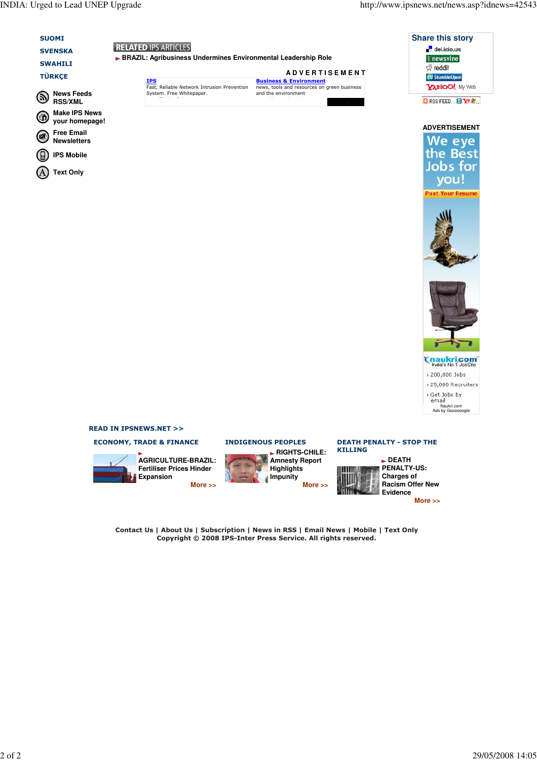SUOMI

SVENSKA

SWAHILI

TÜRKÇE

News Feeds RSS/XML

Make IPS News your homepage!

Free Email Newsletters

IPS Mobile

Text Only

RELATED IPS ARTICLES

- BRAZIL: Agribusiness Undermines Environmental Leadership Role

ADVERTISEMENT

**IPS**
Fast, Reliable Network Intrusion Prevention System. Free Whitepaper.

**Business & Environment**
news, tools and resources on green business and the environment

Share this story

del.icio.us

newsvine

reddit

StumbleUpon

YAHOO! My Web

RSS FEED

ADVERTISEMENT

We eye the Best Jobs for you!

Post Your Resume

naukri.com
India's No.1 JobSite

- 200,000 Jobs
- 25,000 Recruiters
- Get Jobs by email

Naukri.com
Ads by Goooooogle

READ IN IPSNEWS.NET >>

**ECONOMY, TRADE & FINANCE**

AGRICULTURE-BRAZIL: Fertiliser Prices Hinder Expansion

More >>

**INDIGENOUS PEOPLES**

RIGHTS-CHILE: Amnesty Report Highlights Impunity

More >>

**DEATH PENALTY - STOP THE KILLING**

DEATH PENALTY-US: Charges of Racism Offer New Evidence

More >>

Contact Us | About Us | Subscription | News in RSS | Email News | Mobile | Text Only

Copyright © 2008 IPS-Inter Press Service. All rights reserved.